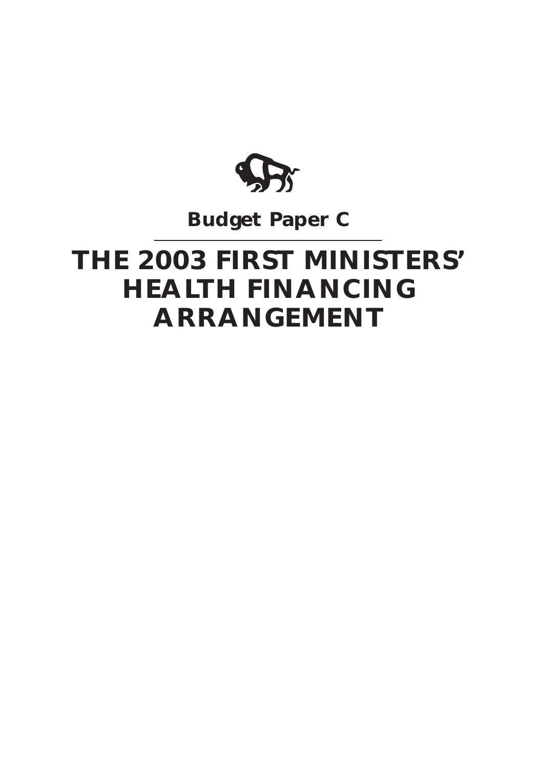**Budget Paper C**

# THE 2003 FIRST MINISTERS' HEALTH FINANCING ARRANGEMENT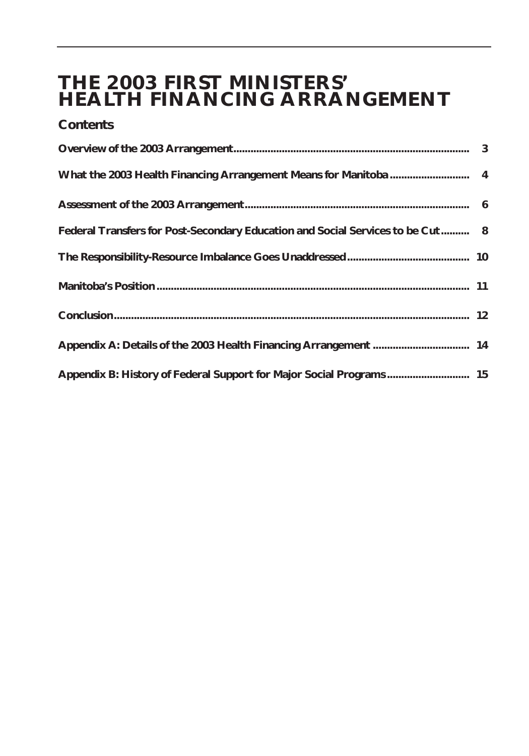# THE 2003 FIRST MINISTERS' HEALTH FINANCING ARRANGEMENT

## Contents

| | |
|---|---|
| **Overview of the 2003 Arrangement** | **3** |
| **What the 2003 Health Financing Arrangement Means for Manitoba** | **4** |
| **Assessment of the 2003 Arrangement** | **6** |
| **Federal Transfers for Post-Secondary Education and Social Services to be Cut** | **8** |
| **The Responsibility-Resource Imbalance Goes Unaddressed** | **10** |
| **Manitoba's Position** | **11** |
| **Conclusion** | **12** |
| **Appendix A: Details of the 2003 Health Financing Arrangement** | **14** |
| **Appendix B: History of Federal Support for Major Social Programs** | **15** |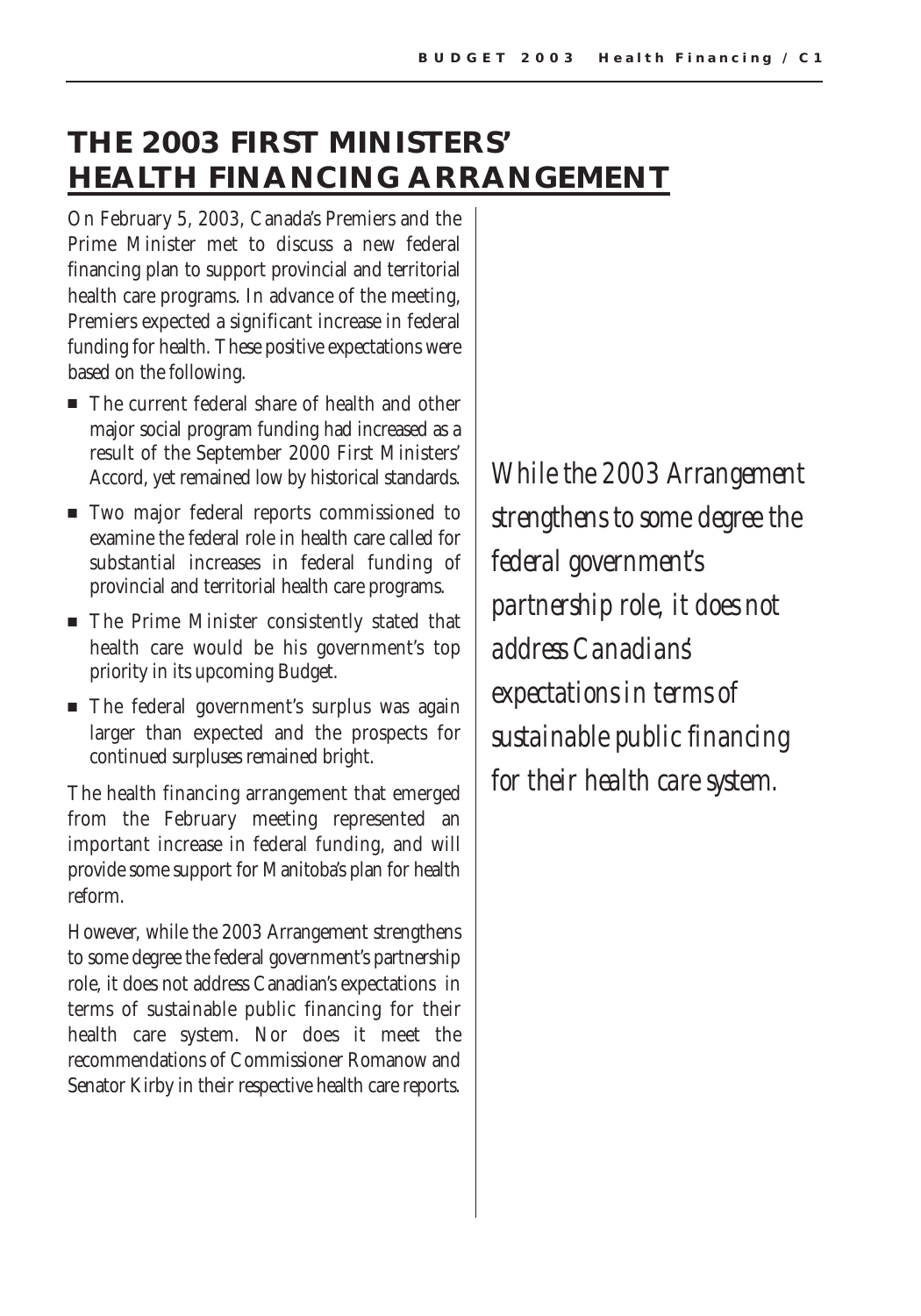# THE 2003 FIRST MINISTERS' HEALTH FINANCING ARRANGEMENT

On February 5, 2003, Canada's Premiers and the Prime Minister met to discuss a new federal financing plan to support provincial and territorial health care programs. In advance of the meeting, Premiers expected a significant increase in federal funding for health. These positive expectations were based on the following.

- The current federal share of health and other major social program funding had increased as a result of the September 2000 First Ministers' Accord, yet remained low by historical standards.
- Two major federal reports commissioned to examine the federal role in health care called for substantial increases in federal funding of provincial and territorial health care programs.
- The Prime Minister consistently stated that health care would be his government's top priority in its upcoming Budget.
- The federal government's surplus was again larger than expected and the prospects for continued surpluses remained bright.

The health financing arrangement that emerged from the February meeting represented an important increase in federal funding, and will provide some support for Manitoba's plan for health reform.

However, while the 2003 Arrangement strengthens to some degree the federal government's partnership role, it does not address Canadian's expectations in terms of sustainable public financing for their health care system. Nor does it meet the recommendations of Commissioner Romanow and Senator Kirby in their respective health care reports.

*While the 2003 Arrangement strengthens to some degree the federal government's partnership role, it does not address Canadians' expectations in terms of sustainable public financing for their health care system.*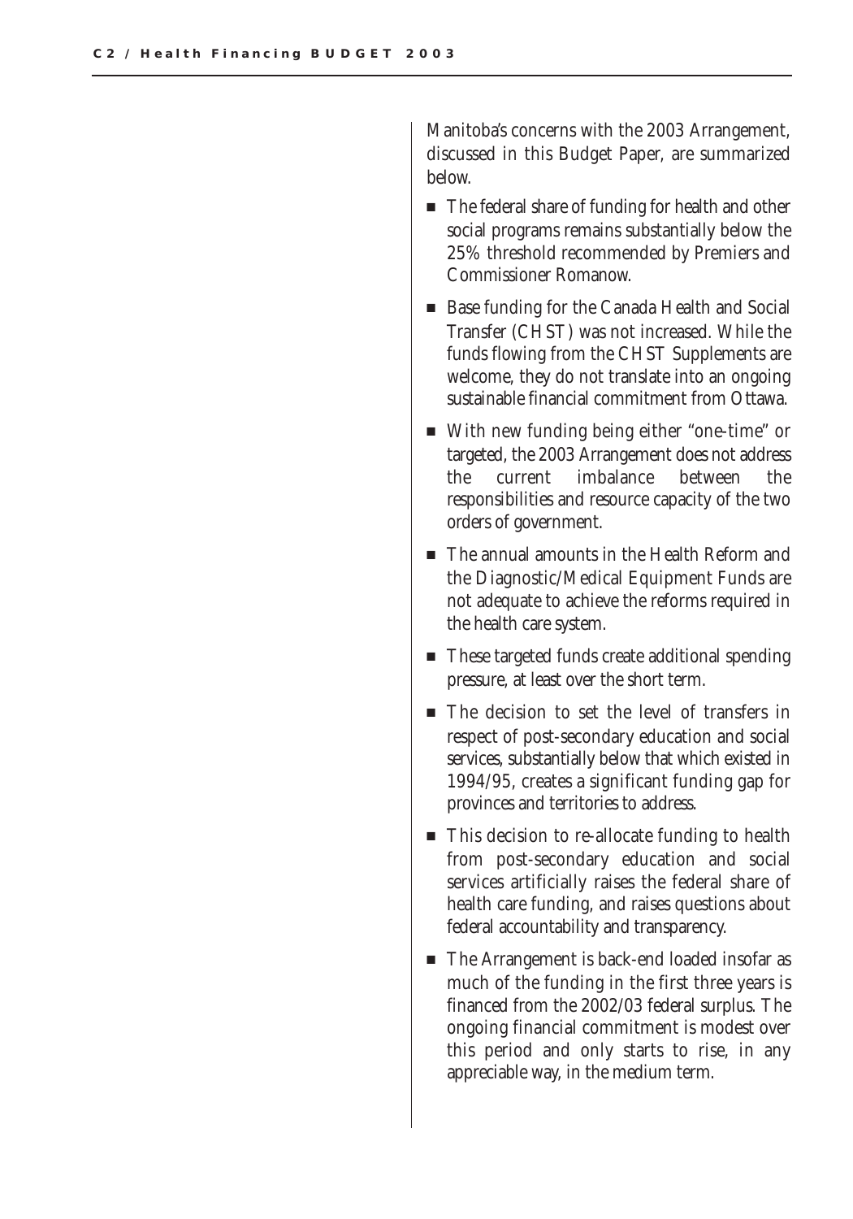Manitoba's concerns with the 2003 Arrangement, discussed in this Budget Paper, are summarized below.

- The federal share of funding for health and other social programs remains substantially below the 25% threshold recommended by Premiers and Commissioner Romanow.
- Base funding for the Canada Health and Social Transfer (CHST) was not increased. While the funds flowing from the CHST Supplements are welcome, they do not translate into an ongoing sustainable financial commitment from Ottawa.
- With new funding being either "one-time" or targeted, the 2003 Arrangement does not address the current imbalance between the responsibilities and resource capacity of the two orders of government.
- The annual amounts in the Health Reform and the Diagnostic/Medical Equipment Funds are not adequate to achieve the reforms required in the health care system.
- These targeted funds create additional spending pressure, at least over the short term.
- The decision to set the level of transfers in respect of post-secondary education and social services, substantially below that which existed in 1994/95, creates a significant funding gap for provinces and territories to address.
- This decision to re-allocate funding to health from post-secondary education and social services artificially raises the federal share of health care funding, and raises questions about federal accountability and transparency.
- The Arrangement is back-end loaded insofar as much of the funding in the first three years is financed from the 2002/03 federal surplus. The ongoing financial commitment is modest over this period and only starts to rise, in any appreciable way, in the medium term.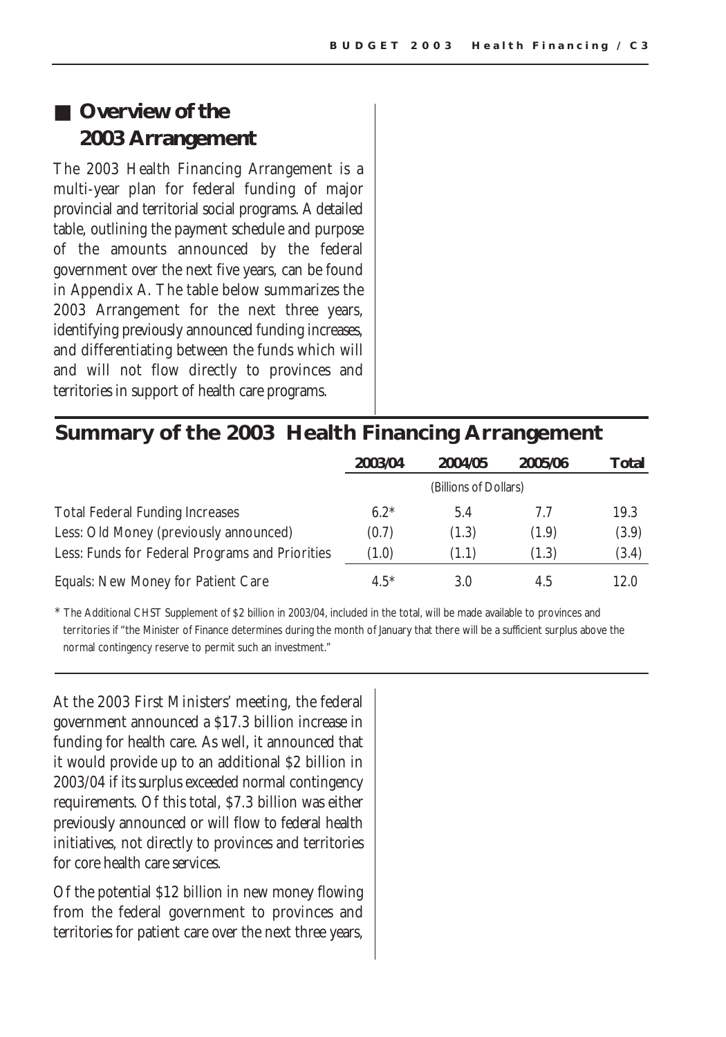## Overview of the 2003 Arrangement

The 2003 Health Financing Arrangement is a multi-year plan for federal funding of major provincial and territorial social programs. A detailed table, outlining the payment schedule and purpose of the amounts announced by the federal government over the next five years, can be found in Appendix A. The table below summarizes the 2003 Arrangement for the next three years, identifying previously announced funding increases, and differentiating between the funds which will and will not flow directly to provinces and territories in support of health care programs.

## Summary of the 2003 Health Financing Arrangement

| | 2003/04 | 2004/05 | 2005/06 | Total |
|---|---|---|---|---|
| | | (Billions of Dollars) | | |
| Total Federal Funding Increases | 6.2* | 5.4 | 7.7 | 19.3 |
| Less: Old Money (previously announced) | (0.7) | (1.3) | (1.9) | (3.9) |
| Less: Funds for Federal Programs and Priorities | (1.0) | (1.1) | (1.3) | (3.4) |
| Equals: New Money for Patient Care | 4.5* | 3.0 | 4.5 | 12.0 |

* The Additional CHST Supplement of $2 billion in 2003/04, included in the total, will be made available to provinces and territories if "the Minister of Finance determines during the month of January that there will be a sufficient surplus above the normal contingency reserve to permit such an investment."

At the 2003 First Ministers' meeting, the federal government announced a $17.3 billion increase in funding for health care. As well, it announced that it would provide up to an additional $2 billion in 2003/04 if its surplus exceeded normal contingency requirements. Of this total, $7.3 billion was either previously announced or will flow to federal health initiatives, not directly to provinces and territories for core health care services.

Of the potential $12 billion in new money flowing from the federal government to provinces and territories for patient care over the next three years,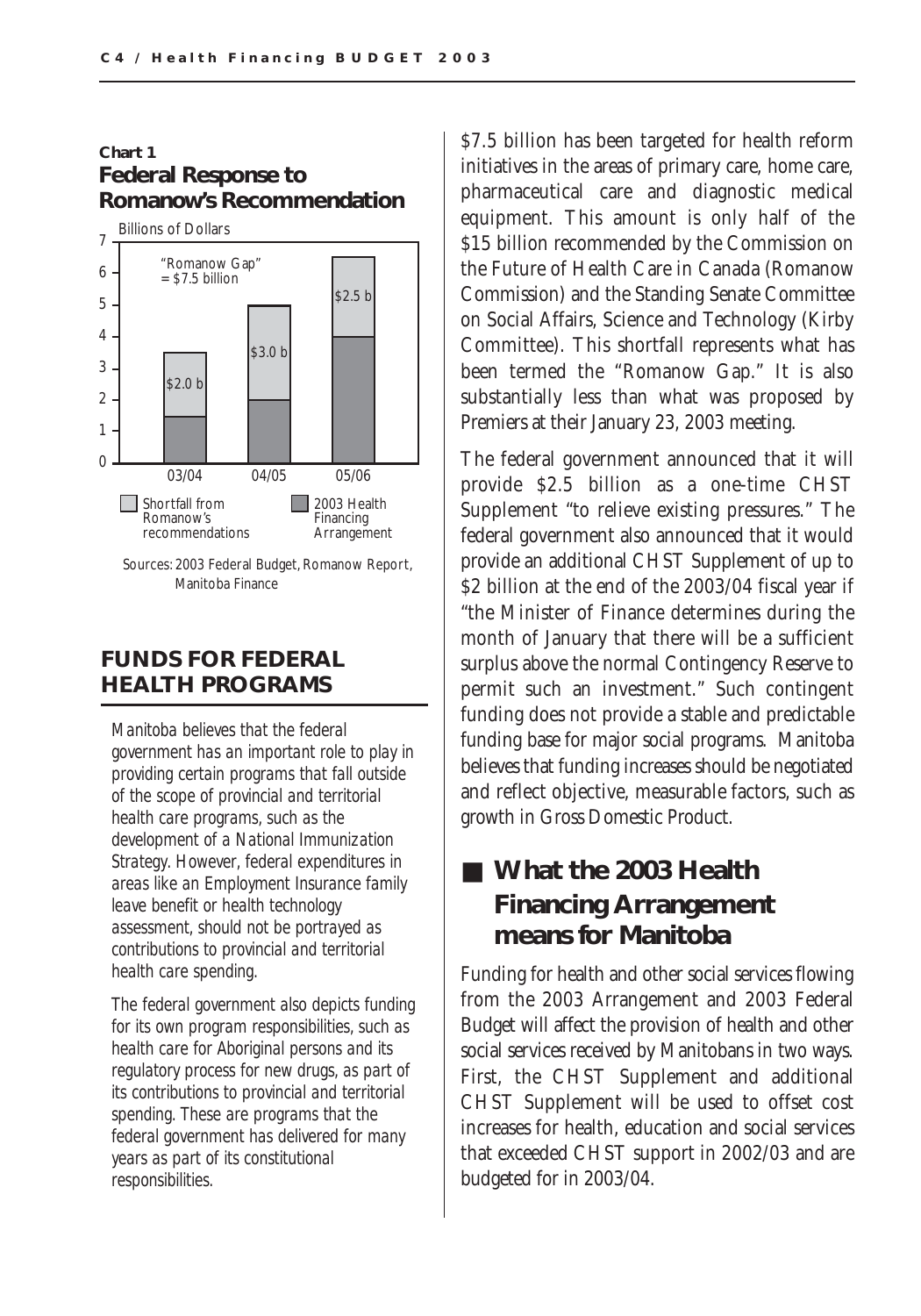**Chart 1**
**Federal Response to Romanow's Recommendation**

Billions of Dollars

| | 03/04 | 04/05 | 05/06 |
|---|---|---|---|
| Shortfall from Romanow's recommendations | $2.0 b | $3.0 b | $2.5 b |

"Romanow Gap" = $7.5 billion

Legend: Shortfall from Romanow's recommendations; 2003 Health Financing Arrangement

Sources: 2003 Federal Budget, Romanow Report, Manitoba Finance

## FUNDS FOR FEDERAL HEALTH PROGRAMS

*Manitoba believes that the federal government has an important role to play in providing certain programs that fall outside of the scope of provincial and territorial health care programs, such as the development of a National Immunization Strategy. However, federal expenditures in areas like an Employment Insurance family leave benefit or health technology assessment, should not be portrayed as contributions to provincial and territorial health care spending.*

*The federal government also depicts funding for its own program responsibilities, such as health care for Aboriginal persons and its regulatory process for new drugs, as part of its contributions to provincial and territorial spending. These are programs that the federal government has delivered for many years as part of its constitutional responsibilities.*

$7.5 billion has been targeted for health reform initiatives in the areas of primary care, home care, pharmaceutical care and diagnostic medical equipment. This amount is only half of the $15 billion recommended by the Commission on the Future of Health Care in Canada (Romanow Commission) and the Standing Senate Committee on Social Affairs, Science and Technology (Kirby Committee). This shortfall represents what has been termed the "Romanow Gap." It is also substantially less than what was proposed by Premiers at their January 23, 2003 meeting.

The federal government announced that it will provide $2.5 billion as a one-time CHST Supplement "to relieve existing pressures." The federal government also announced that it would provide an additional CHST Supplement of up to $2 billion at the end of the 2003/04 fiscal year if "the Minister of Finance determines during the month of January that there will be a sufficient surplus above the normal Contingency Reserve to permit such an investment." Such contingent funding does not provide a stable and predictable funding base for major social programs. Manitoba believes that funding increases should be negotiated and reflect objective, measurable factors, such as growth in Gross Domestic Product.

## What the 2003 Health Financing Arrangement means for Manitoba

Funding for health and other social services flowing from the 2003 Arrangement and 2003 Federal Budget will affect the provision of health and other social services received by Manitobans in two ways. First, the CHST Supplement and additional CHST Supplement will be used to offset cost increases for health, education and social services that exceeded CHST support in 2002/03 and are budgeted for in 2003/04.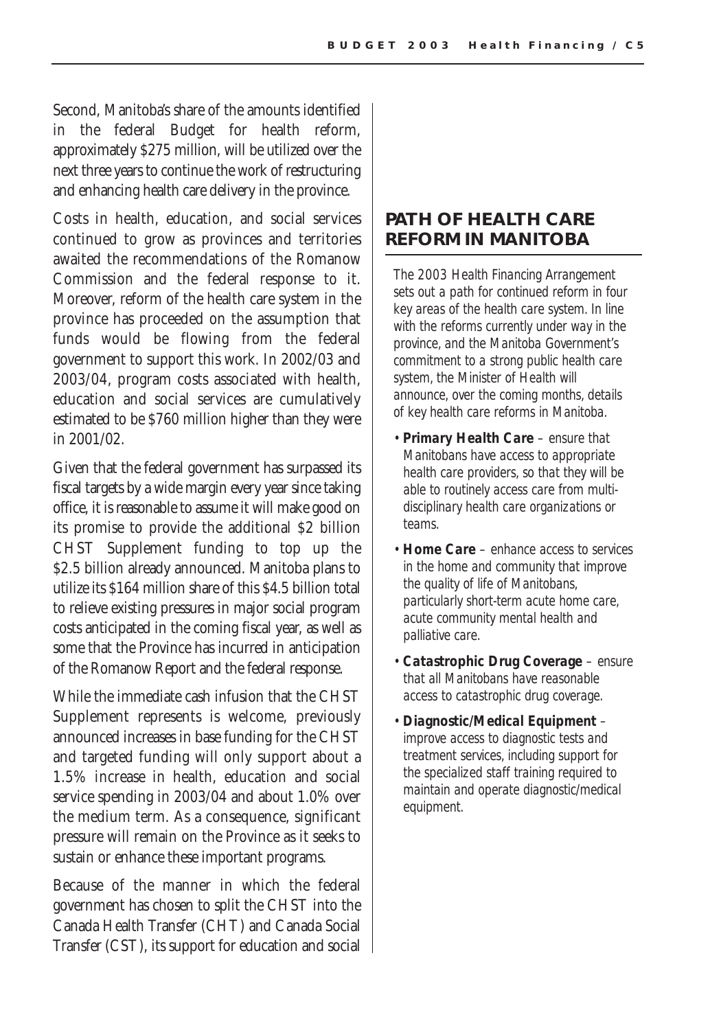Second, Manitoba's share of the amounts identified in the federal Budget for health reform, approximately $275 million, will be utilized over the next three years to continue the work of restructuring and enhancing health care delivery in the province.

Costs in health, education, and social services continued to grow as provinces and territories awaited the recommendations of the Romanow Commission and the federal response to it. Moreover, reform of the health care system in the province has proceeded on the assumption that funds would be flowing from the federal government to support this work. In 2002/03 and 2003/04, program costs associated with health, education and social services are cumulatively estimated to be $760 million higher than they were in 2001/02.

Given that the federal government has surpassed its fiscal targets by a wide margin every year since taking office, it is reasonable to assume it will make good on its promise to provide the additional $2 billion CHST Supplement funding to top up the $2.5 billion already announced. Manitoba plans to utilize its $164 million share of this $4.5 billion total to relieve existing pressures in major social program costs anticipated in the coming fiscal year, as well as some that the Province has incurred in anticipation of the Romanow Report and the federal response.

While the immediate cash infusion that the CHST Supplement represents is welcome, previously announced increases in base funding for the CHST and targeted funding will only support about a 1.5% increase in health, education and social service spending in 2003/04 and about 1.0% over the medium term. As a consequence, significant pressure will remain on the Province as it seeks to sustain or enhance these important programs.

Because of the manner in which the federal government has chosen to split the CHST into the Canada Health Transfer (CHT) and Canada Social Transfer (CST), its support for education and social

## PATH OF HEALTH CARE REFORM IN MANITOBA

*The 2003 Health Financing Arrangement sets out a path for continued reform in four key areas of the health care system. In line with the reforms currently under way in the province, and the Manitoba Government's commitment to a strong public health care system, the Minister of Health will announce, over the coming months, details of key health care reforms in Manitoba.*

- ***Primary Health Care*** *– ensure that Manitobans have access to appropriate health care providers, so that they will be able to routinely access care from multi-disciplinary health care organizations or teams.*
- ***Home Care*** *– enhance access to services in the home and community that improve the quality of life of Manitobans, particularly short-term acute home care, acute community mental health and palliative care.*
- ***Catastrophic Drug Coverage*** *– ensure that all Manitobans have reasonable access to catastrophic drug coverage.*
- ***Diagnostic/Medical Equipment*** *– improve access to diagnostic tests and treatment services, including support for the specialized staff training required to maintain and operate diagnostic/medical equipment.*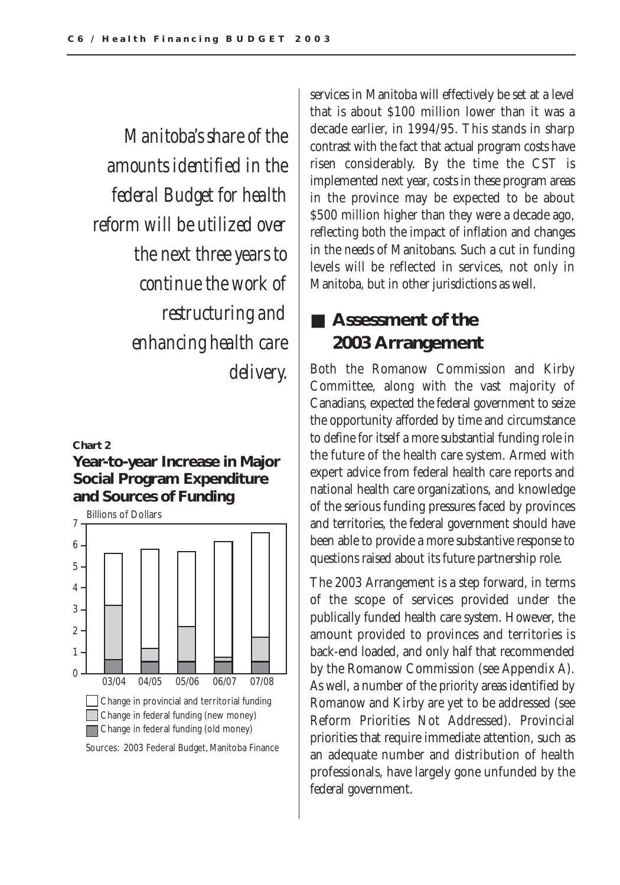*Manitoba's share of the amounts identified in the federal Budget for health reform will be utilized over the next three years to continue the work of restructuring and enhancing health care delivery.*

**Chart 2**

**Year-to-year Increase in Major Social Program Expenditure and Sources of Funding**

Billions of Dollars

Legend:
- Change in provincial and territorial funding
- Change in federal funding (new money)
- Change in federal funding (old money)

Sources: 2003 Federal Budget, Manitoba Finance

services in Manitoba will effectively be set at a level that is about $100 million lower than it was a decade earlier, in 1994/95. This stands in sharp contrast with the fact that actual program costs have risen considerably. By the time the CST is implemented next year, costs in these program areas in the province may be expected to be about $500 million higher than they were a decade ago, reflecting both the impact of inflation and changes in the needs of Manitobans. Such a cut in funding levels will be reflected in services, not only in Manitoba, but in other jurisdictions as well.

## Assessment of the 2003 Arrangement

Both the Romanow Commission and Kirby Committee, along with the vast majority of Canadians, expected the federal government to seize the opportunity afforded by time and circumstance to define for itself a more substantial funding role in the future of the health care system. Armed with expert advice from federal health care reports and national health care organizations, and knowledge of the serious funding pressures faced by provinces and territories, the federal government should have been able to provide a more substantive response to questions raised about its future partnership role.

The 2003 Arrangement is a step forward, in terms of the scope of services provided under the publically funded health care system. However, the amount provided to provinces and territories is back-end loaded, and only half that recommended by the Romanow Commission (see Appendix A). As well, a number of the priority areas identified by Romanow and Kirby are yet to be addressed (see Reform Priorities Not Addressed). Provincial priorities that require immediate attention, such as an adequate number and distribution of health professionals, have largely gone unfunded by the federal government.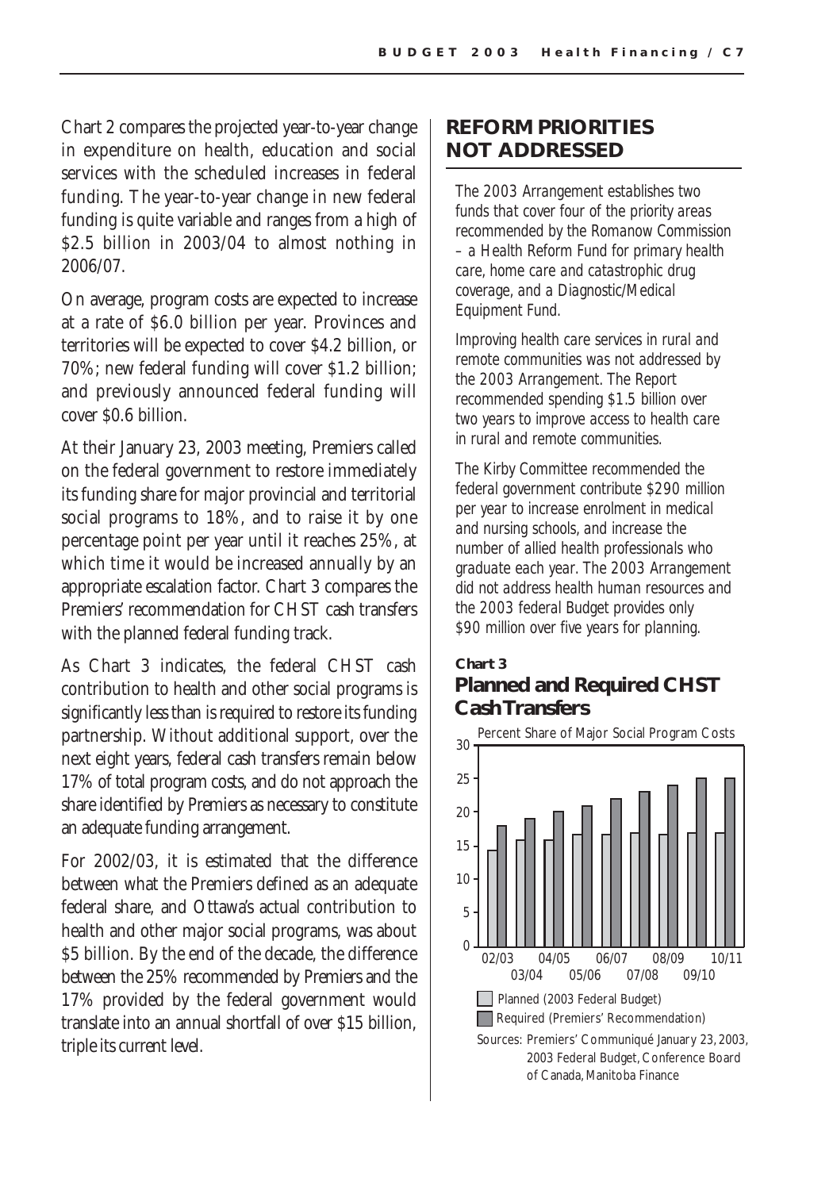Chart 2 compares the projected year-to-year change in expenditure on health, education and social services with the scheduled increases in federal funding. The year-to-year change in new federal funding is quite variable and ranges from a high of \$2.5 billion in 2003/04 to almost nothing in 2006/07.

On average, program costs are expected to increase at a rate of \$6.0 billion per year. Provinces and territories will be expected to cover \$4.2 billion, or 70%; new federal funding will cover \$1.2 billion; and previously announced federal funding will cover \$0.6 billion.

At their January 23, 2003 meeting, Premiers called on the federal government to restore immediately its funding share for major provincial and territorial social programs to 18%, and to raise it by one percentage point per year until it reaches 25%, at which time it would be increased annually by an appropriate escalation factor. Chart 3 compares the Premiers' recommendation for CHST cash transfers with the planned federal funding track.

As Chart 3 indicates, the federal CHST cash contribution to health and other social programs is significantly less than is required to restore its funding partnership. Without additional support, over the next eight years, federal cash transfers remain below 17% of total program costs, and do not approach the share identified by Premiers as necessary to constitute an adequate funding arrangement.

For 2002/03, it is estimated that the difference between what the Premiers defined as an adequate federal share, and Ottawa's actual contribution to health and other major social programs, was about \$5 billion. By the end of the decade, the difference between the 25% recommended by Premiers and the 17% provided by the federal government would translate into an annual shortfall of over \$15 billion, triple its current level.

## REFORM PRIORITIES NOT ADDRESSED

*The 2003 Arrangement establishes two funds that cover four of the priority areas recommended by the Romanow Commission – a Health Reform Fund for primary health care, home care and catastrophic drug coverage, and a Diagnostic/Medical Equipment Fund.*

*Improving health care services in rural and remote communities was not addressed by the 2003 Arrangement. The Report recommended spending \$1.5 billion over two years to improve access to health care in rural and remote communities.*

*The Kirby Committee recommended the federal government contribute \$290 million per year to increase enrolment in medical and nursing schools, and increase the number of allied health professionals who graduate each year. The 2003 Arrangement did not address health human resources and the 2003 federal Budget provides only \$90 million over five years for planning.*

**Chart 3**

### Planned and Required CHST Cash Transfers

Percent Share of Major Social Program Costs

| Year | Planned (2003 Federal Budget) | Required (Premiers' Recommendation) |
|---|---|---|
| 02/03 | 14.4 | 18 |
| 03/04 | 16 | 19 |
| 04/05 | 16 | 20 |
| 05/06 | 16.8 | 21 |
| 06/07 | 16.8 | 22 |
| 07/08 | 17 | 23 |
| 08/09 | 16.8 | 24 |
| 09/10 | 17 | 25 |
| 10/11 | 17 | 25 |

Sources: Premiers' Communiqué January 23, 2003, 2003 Federal Budget, Conference Board of Canada, Manitoba Finance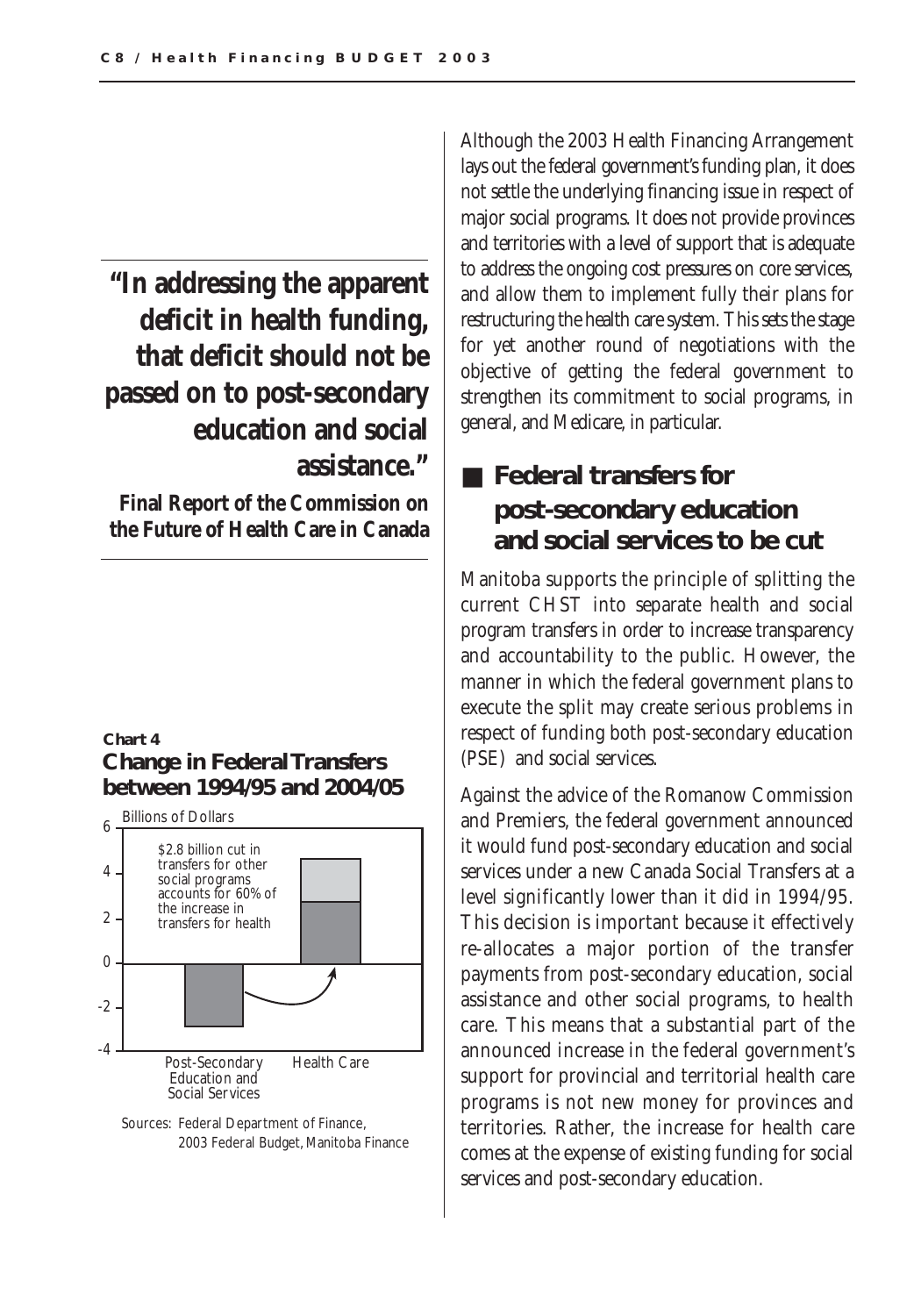> **"In addressing the apparent deficit in health funding, that deficit should not be passed on to post-secondary education and social assistance."**
>
> **Final Report of the Commission on the Future of Health Care in Canada**

**Chart 4**
**Change in Federal Transfers between 1994/95 and 2004/05**

Billions of Dollars

\$2.8 billion cut in transfers for other social programs accounts for 60% of the increase in transfers for health

Post-Secondary Education and Social Services | Health Care

Sources: Federal Department of Finance, 2003 Federal Budget, Manitoba Finance

Although the 2003 Health Financing Arrangement lays out the federal government's funding plan, it does not settle the underlying financing issue in respect of major social programs. It does not provide provinces and territories with a level of support that is adequate to address the ongoing cost pressures on core services, and allow them to implement fully their plans for restructuring the health care system. This sets the stage for yet another round of negotiations with the objective of getting the federal government to strengthen its commitment to social programs, in general, and Medicare, in particular.

## Federal transfers for post-secondary education and social services to be cut

Manitoba supports the principle of splitting the current CHST into separate health and social program transfers in order to increase transparency and accountability to the public. However, the manner in which the federal government plans to execute the split may create serious problems in respect of funding both post-secondary education (PSE) and social services.

Against the advice of the Romanow Commission and Premiers, the federal government announced it would fund post-secondary education and social services under a new Canada Social Transfers at a level significantly lower than it did in 1994/95. This decision is important because it effectively re-allocates a major portion of the transfer payments from post-secondary education, social assistance and other social programs, to health care. This means that a substantial part of the announced increase in the federal government's support for provincial and territorial health care programs is not new money for provinces and territories. Rather, the increase for health care comes at the expense of existing funding for social services and post-secondary education.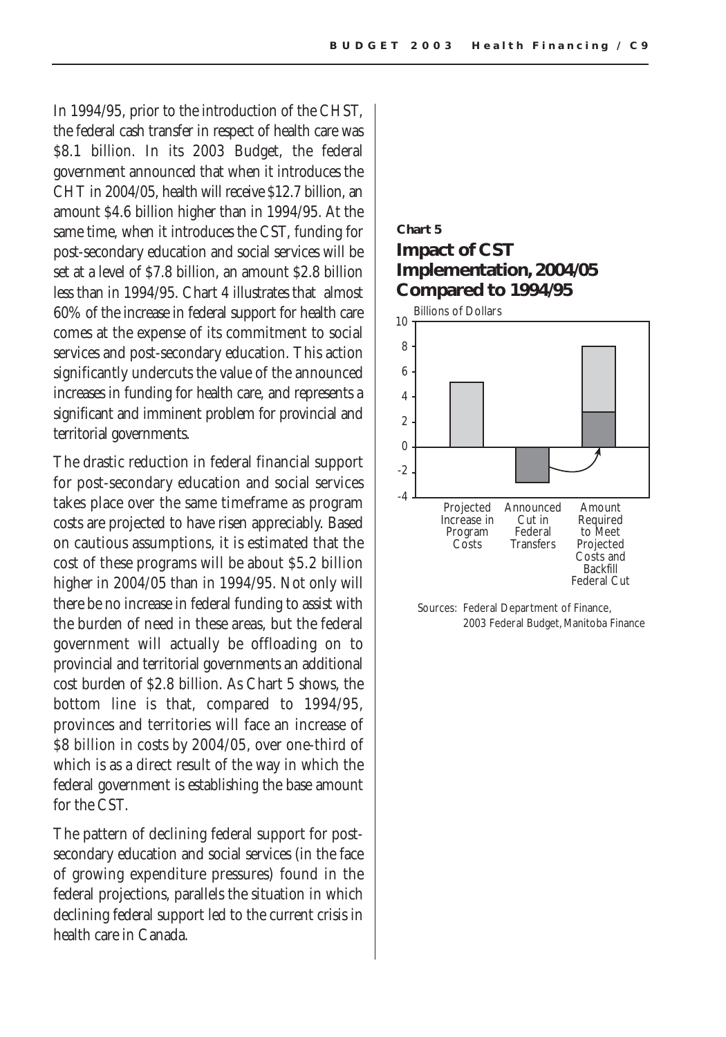In 1994/95, prior to the introduction of the CHST, the federal cash transfer in respect of health care was \$8.1 billion. In its 2003 Budget, the federal government announced that when it introduces the CHT in 2004/05, health will receive \$12.7 billion, an amount \$4.6 billion higher than in 1994/95. At the same time, when it introduces the CST, funding for post-secondary education and social services will be set at a level of \$7.8 billion, an amount \$2.8 billion less than in 1994/95. Chart 4 illustrates that almost 60% of the increase in federal support for health care comes at the expense of its commitment to social services and post-secondary education. This action significantly undercuts the value of the announced increases in funding for health care, and represents a significant and imminent problem for provincial and territorial governments.

The drastic reduction in federal financial support for post-secondary education and social services takes place over the same timeframe as program costs are projected to have risen appreciably. Based on cautious assumptions, it is estimated that the cost of these programs will be about \$5.2 billion higher in 2004/05 than in 1994/95. Not only will there be no increase in federal funding to assist with the burden of need in these areas, but the federal government will actually be offloading on to provincial and territorial governments an additional cost burden of \$2.8 billion. As Chart 5 shows, the bottom line is that, compared to 1994/95, provinces and territories will face an increase of \$8 billion in costs by 2004/05, over one-third of which is as a direct result of the way in which the federal government is establishing the base amount for the CST.

The pattern of declining federal support for post-secondary education and social services (in the face of growing expenditure pressures) found in the federal projections, parallels the situation in which declining federal support led to the current crisis in health care in Canada.

**Chart 5**

## Impact of CST Implementation, 2004/05 Compared to 1994/95

Billions of Dollars

| | Projected Increase in Program Costs | Announced Cut in Federal Transfers | Amount Required to Meet Projected Costs and Backfill Federal Cut |
|---|---|---|---|
| Billions of Dollars | 5.2 | -2.8 | 8.0 (5.2 + 2.8) |

Sources: Federal Department of Finance, 2003 Federal Budget, Manitoba Finance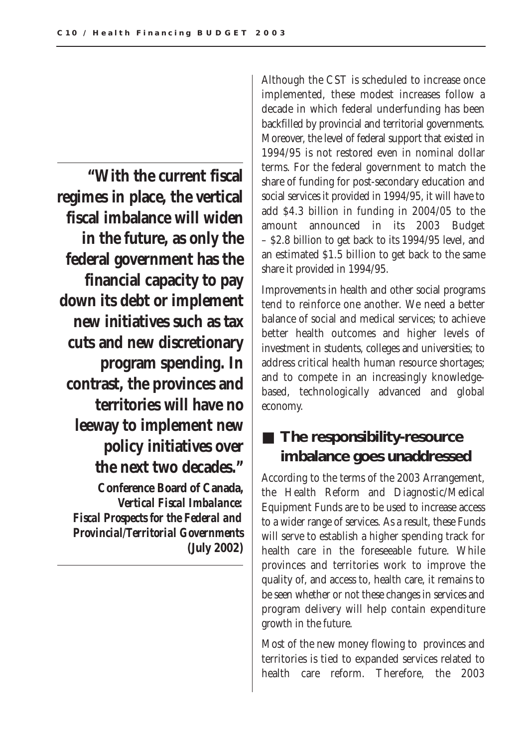**"With the current fiscal regimes in place, the vertical fiscal imbalance will widen in the future, as only the federal government has the financial capacity to pay down its debt or implement new initiatives such as tax cuts and new discretionary program spending. In contrast, the provinces and territories will have no leeway to implement new policy initiatives over the next two decades."**

**Conference Board of Canada, *Vertical Fiscal Imbalance: Fiscal Prospects for the Federal and Provincial/Territorial Governments* (July 2002)**

Although the CST is scheduled to increase once implemented, these modest increases follow a decade in which federal underfunding has been backfilled by provincial and territorial governments. Moreover, the level of federal support that existed in 1994/95 is not restored even in nominal dollar terms. For the federal government to match the share of funding for post-secondary education and social services it provided in 1994/95, it will have to add $4.3 billion in funding in 2004/05 to the amount announced in its 2003 Budget – $2.8 billion to get back to its 1994/95 level, and an estimated $1.5 billion to get back to the same share it provided in 1994/95.

Improvements in health and other social programs tend to reinforce one another. We need a better balance of social and medical services; to achieve better health outcomes and higher levels of investment in students, colleges and universities; to address critical health human resource shortages; and to compete in an increasingly knowledge-based, technologically advanced and global economy.

## The responsibility-resource imbalance goes unaddressed

According to the terms of the 2003 Arrangement, the Health Reform and Diagnostic/Medical Equipment Funds are to be used to increase access to a wider range of services. As a result, these Funds will serve to establish a higher spending track for health care in the foreseeable future. While provinces and territories work to improve the quality of, and access to, health care, it remains to be seen whether or not these changes in services and program delivery will help contain expenditure growth in the future.

Most of the new money flowing to provinces and territories is tied to expanded services related to health care reform. Therefore, the 2003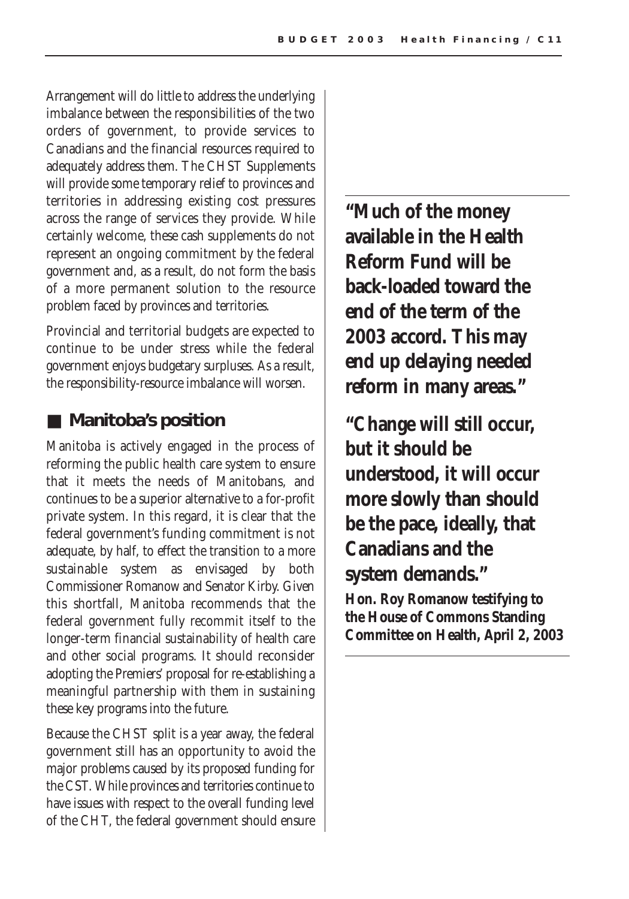Arrangement will do little to address the underlying imbalance between the responsibilities of the two orders of government, to provide services to Canadians and the financial resources required to adequately address them. The CHST Supplements will provide some temporary relief to provinces and territories in addressing existing cost pressures across the range of services they provide. While certainly welcome, these cash supplements do not represent an ongoing commitment by the federal government and, as a result, do not form the basis of a more permanent solution to the resource problem faced by provinces and territories.

Provincial and territorial budgets are expected to continue to be under stress while the federal government enjoys budgetary surpluses. As a result, the responsibility-resource imbalance will worsen.

## Manitoba's position

Manitoba is actively engaged in the process of reforming the public health care system to ensure that it meets the needs of Manitobans, and continues to be a superior alternative to a for-profit private system. In this regard, it is clear that the federal government's funding commitment is not adequate, by half, to effect the transition to a more sustainable system as envisaged by both Commissioner Romanow and Senator Kirby. Given this shortfall, Manitoba recommends that the federal government fully recommit itself to the longer-term financial sustainability of health care and other social programs. It should reconsider adopting the Premiers' proposal for re-establishing a meaningful partnership with them in sustaining these key programs into the future.

Because the CHST split is a year away, the federal government still has an opportunity to avoid the major problems caused by its proposed funding for the CST. While provinces and territories continue to have issues with respect to the overall funding level of the CHT, the federal government should ensure

**"Much of the money available in the Health Reform Fund will be back-loaded toward the end of the term of the 2003 accord. This may end up delaying needed reform in many areas."**

**"Change will still occur, but it should be understood, it will occur more slowly than should be the pace, ideally, that Canadians and the system demands."**

**Hon. Roy Romanow testifying to the House of Commons Standing Committee on Health, April 2, 2003**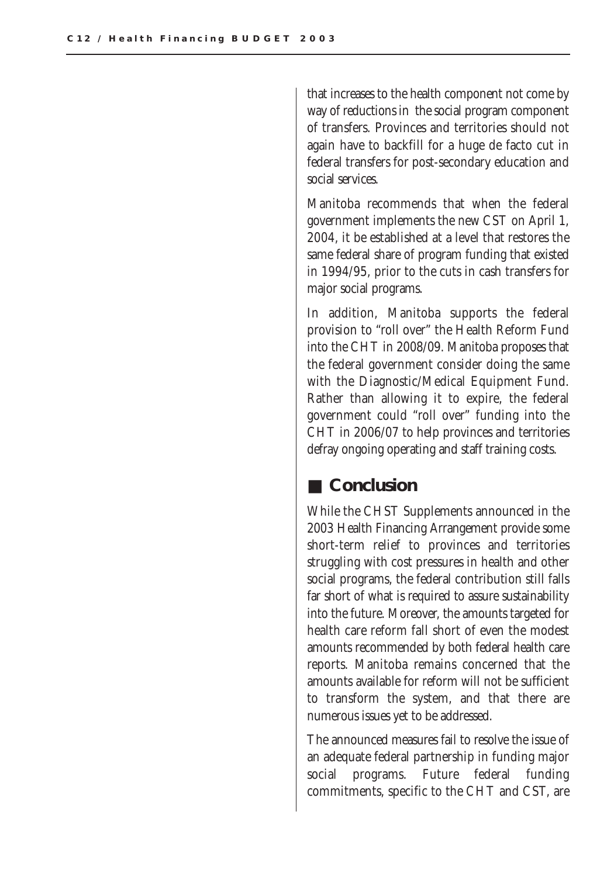that increases to the health component not come by way of reductions in the social program component of transfers. Provinces and territories should not again have to backfill for a huge de facto cut in federal transfers for post-secondary education and social services.

Manitoba recommends that when the federal government implements the new CST on April 1, 2004, it be established at a level that restores the same federal share of program funding that existed in 1994/95, prior to the cuts in cash transfers for major social programs.

In addition, Manitoba supports the federal provision to "roll over" the Health Reform Fund into the CHT in 2008/09. Manitoba proposes that the federal government consider doing the same with the Diagnostic/Medical Equipment Fund. Rather than allowing it to expire, the federal government could "roll over" funding into the CHT in 2006/07 to help provinces and territories defray ongoing operating and staff training costs.

## Conclusion

While the CHST Supplements announced in the 2003 Health Financing Arrangement provide some short-term relief to provinces and territories struggling with cost pressures in health and other social programs, the federal contribution still falls far short of what is required to assure sustainability into the future. Moreover, the amounts targeted for health care reform fall short of even the modest amounts recommended by both federal health care reports. Manitoba remains concerned that the amounts available for reform will not be sufficient to transform the system, and that there are numerous issues yet to be addressed.

The announced measures fail to resolve the issue of an adequate federal partnership in funding major social programs. Future federal funding commitments, specific to the CHT and CST, are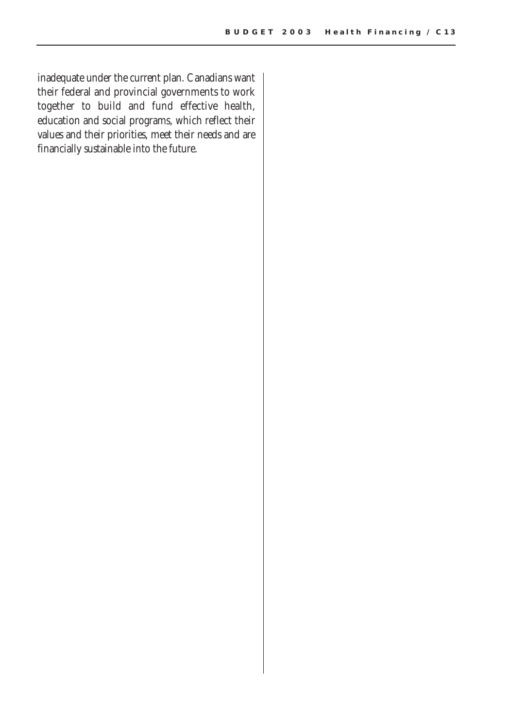inadequate under the current plan. Canadians want their federal and provincial governments to work together to build and fund effective health, education and social programs, which reflect their values and their priorities, meet their needs and are financially sustainable into the future.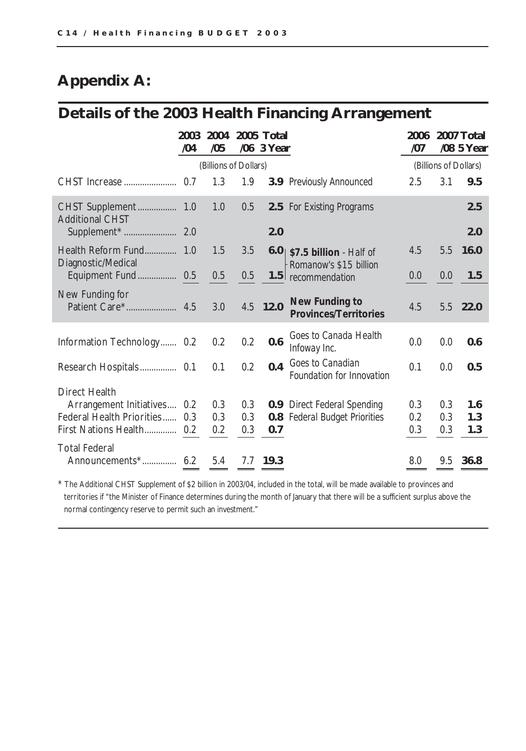# Appendix A:

## Details of the 2003 Health Financing Arrangement

| | 2003/04 | 2004/05 | 2005/06 | Total 3 Year | | 2006/07 | 2007/08 | Total 5 Year |
|---|---|---|---|---|---|---|---|---|
| | (Billions of Dollars) | | | | | (Billions of Dollars) | | |
| CHST Increase | 0.7 | 1.3 | 1.9 | **3.9** | Previously Announced | 2.5 | 3.1 | **9.5** |
| CHST Supplement | 1.0 | 1.0 | 0.5 | **2.5** | For Existing Programs | | | **2.5** |
| Additional CHST Supplement* | 2.0 | | | **2.0** | | | | **2.0** |
| Health Reform Fund | 1.0 | 1.5 | 3.5 | **6.0** | **$7.5 billion** - Half of Romanow's $15 billion recommendation | 4.5 | 5.5 | **16.0** |
| Diagnostic/Medical Equipment Fund | 0.5 | 0.5 | 0.5 | **1.5** | | 0.0 | 0.0 | **1.5** |
| New Funding for Patient Care* | 4.5 | 3.0 | 4.5 | **12.0** | **New Funding to Provinces/Territories** | 4.5 | 5.5 | **22.0** |
| Information Technology | 0.2 | 0.2 | 0.2 | **0.6** | Goes to Canada Health Infoway Inc. | 0.0 | 0.0 | **0.6** |
| Research Hospitals | 0.1 | 0.1 | 0.2 | **0.4** | Goes to Canadian Foundation for Innovation | 0.1 | 0.0 | **0.5** |
| Direct Health Arrangement Initiatives | 0.2 | 0.3 | 0.3 | **0.9** | Direct Federal Spending | 0.3 | 0.3 | **1.6** |
| Federal Health Priorities | 0.3 | 0.3 | 0.3 | **0.8** | Federal Budget Priorities | 0.2 | 0.3 | **1.3** |
| First Nations Health | 0.2 | 0.2 | 0.3 | **0.7** | | 0.3 | 0.3 | **1.3** |
| Total Federal Announcements* | 6.2 | 5.4 | 7.7 | **19.3** | | 8.0 | 9.5 | **36.8** |

* The Additional CHST Supplement of $2 billion in 2003/04, included in the total, will be made available to provinces and territories if "the Minister of Finance determines during the month of January that there will be a sufficient surplus above the normal contingency reserve to permit such an investment."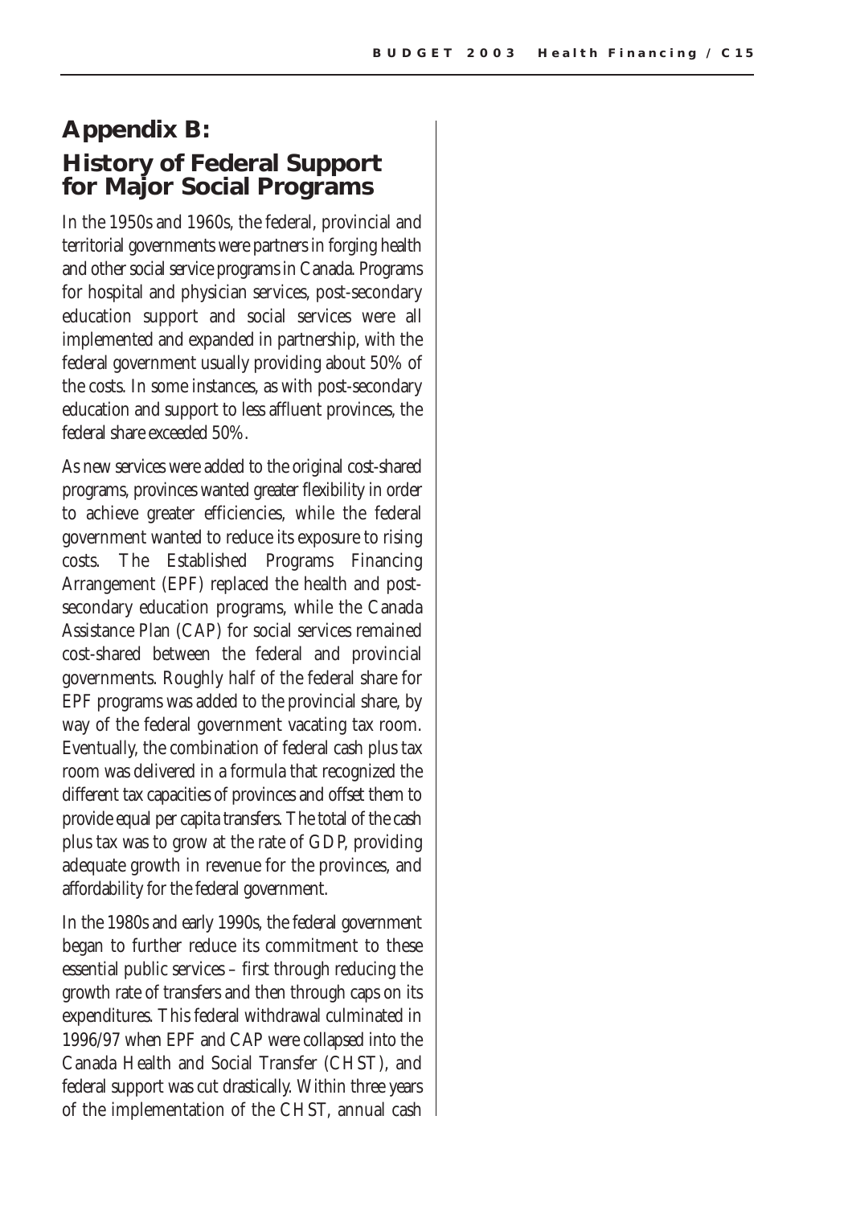## Appendix B:
## History of Federal Support for Major Social Programs

In the 1950s and 1960s, the federal, provincial and territorial governments were partners in forging health and other social service programs in Canada. Programs for hospital and physician services, post-secondary education support and social services were all implemented and expanded in partnership, with the federal government usually providing about 50% of the costs. In some instances, as with post-secondary education and support to less affluent provinces, the federal share exceeded 50%.

As new services were added to the original cost-shared programs, provinces wanted greater flexibility in order to achieve greater efficiencies, while the federal government wanted to reduce its exposure to rising costs. The Established Programs Financing Arrangement (EPF) replaced the health and post-secondary education programs, while the Canada Assistance Plan (CAP) for social services remained cost-shared between the federal and provincial governments. Roughly half of the federal share for EPF programs was added to the provincial share, by way of the federal government vacating tax room. Eventually, the combination of federal cash plus tax room was delivered in a formula that recognized the different tax capacities of provinces and offset them to provide equal per capita transfers. The total of the cash plus tax was to grow at the rate of GDP, providing adequate growth in revenue for the provinces, and affordability for the federal government.

In the 1980s and early 1990s, the federal government began to further reduce its commitment to these essential public services – first through reducing the growth rate of transfers and then through caps on its expenditures. This federal withdrawal culminated in 1996/97 when EPF and CAP were collapsed into the Canada Health and Social Transfer (CHST), and federal support was cut drastically. Within three years of the implementation of the CHST, annual cash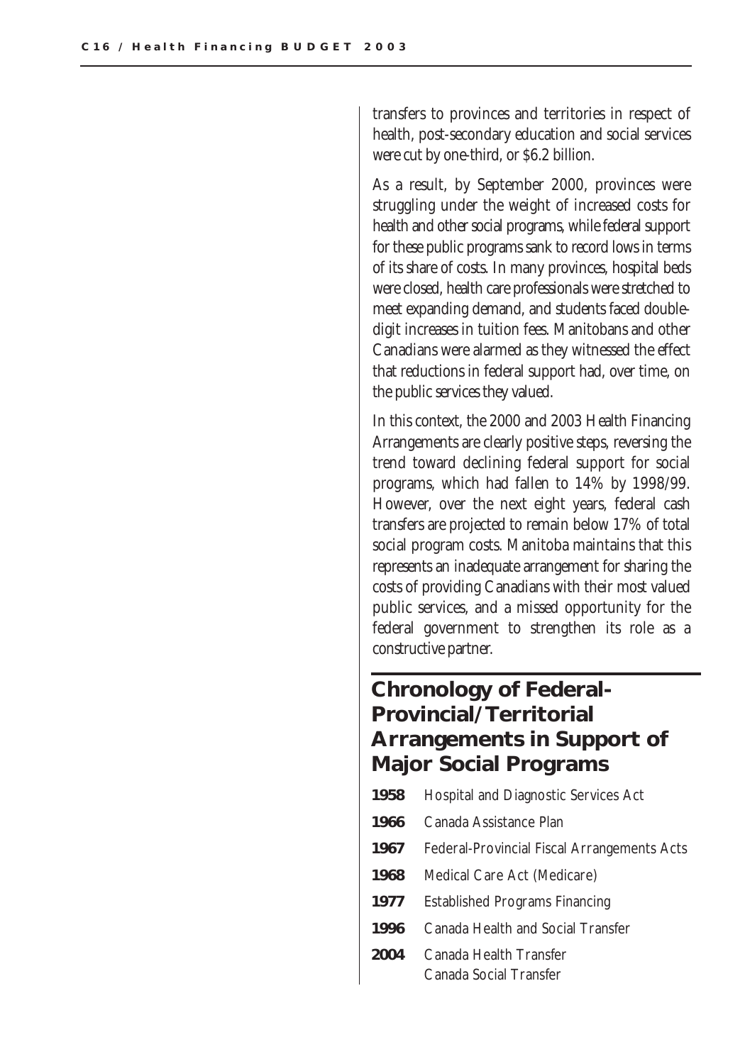transfers to provinces and territories in respect of health, post-secondary education and social services were cut by one-third, or $6.2 billion.

As a result, by September 2000, provinces were struggling under the weight of increased costs for health and other social programs, while federal support for these public programs sank to record lows in terms of its share of costs. In many provinces, hospital beds were closed, health care professionals were stretched to meet expanding demand, and students faced double-digit increases in tuition fees. Manitobans and other Canadians were alarmed as they witnessed the effect that reductions in federal support had, over time, on the public services they valued.

In this context, the 2000 and 2003 Health Financing Arrangements are clearly positive steps, reversing the trend toward declining federal support for social programs, which had fallen to 14% by 1998/99. However, over the next eight years, federal cash transfers are projected to remain below 17% of total social program costs. Manitoba maintains that this represents an inadequate arrangement for sharing the costs of providing Canadians with their most valued public services, and a missed opportunity for the federal government to strengthen its role as a constructive partner.

## Chronology of Federal-Provincial/Territorial Arrangements in Support of Major Social Programs

| | |
|---|---|
| **1958** | Hospital and Diagnostic Services Act |
| **1966** | Canada Assistance Plan |
| **1967** | Federal-Provincial Fiscal Arrangements Acts |
| **1968** | Medical Care Act (Medicare) |
| **1977** | Established Programs Financing |
| **1996** | Canada Health and Social Transfer |
| **2004** | Canada Health Transfer<br>Canada Social Transfer |